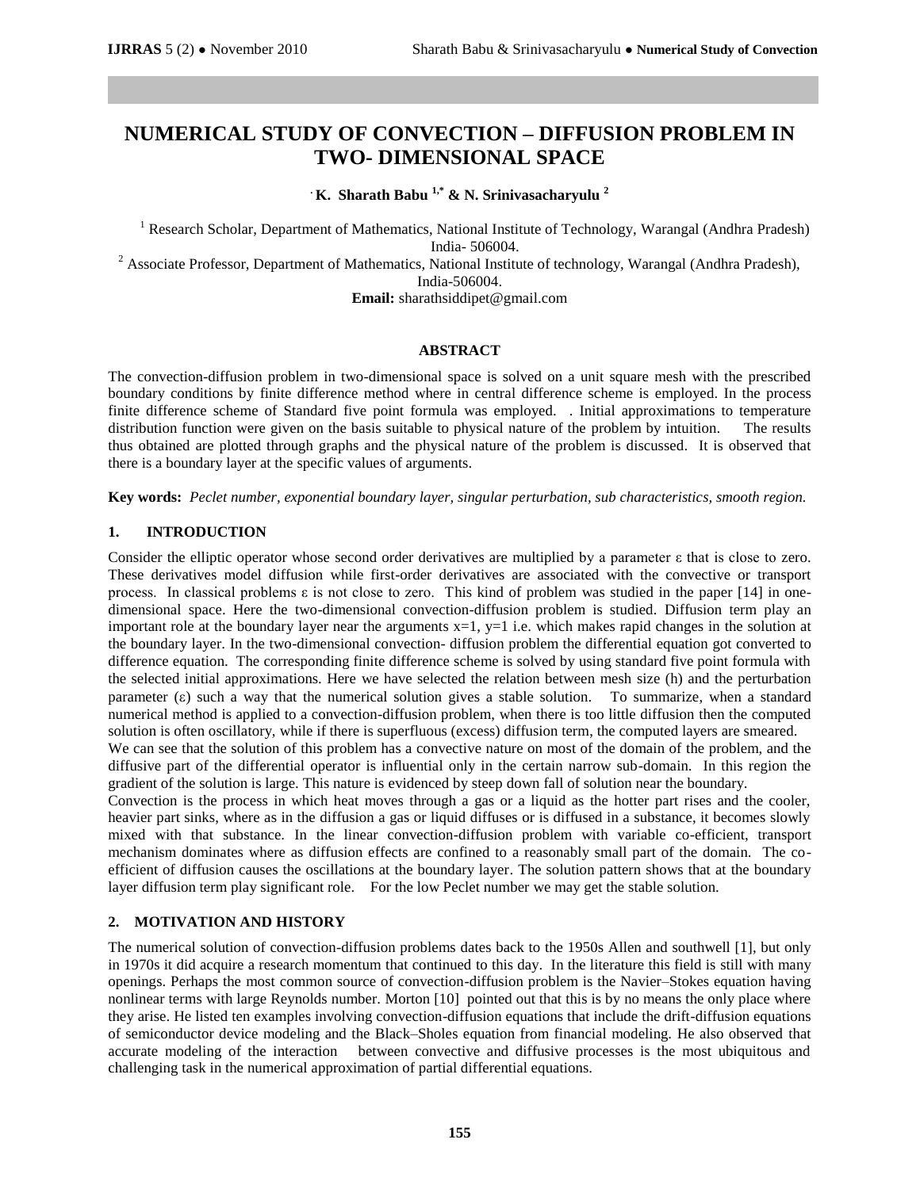# NUMERICAL STUDY OF CONVECTION – DIFFUSION PROBLEM IN TWO- DIMENSIONAL SPACE

**K. Sharath Babu [1,*] & N. Srinivasacharyulu [2]**

[1] Research Scholar, Department of Mathematics, National Institute of Technology, Warangal (Andhra Pradesh) India- 506004.

[2] Associate Professor, Department of Mathematics, National Institute of technology, Warangal (Andhra Pradesh), India-506004.

**Email:** sharathsiddipet@gmail.com

### ABSTRACT

The convection-diffusion problem in two-dimensional space is solved on a unit square mesh with the prescribed boundary conditions by finite difference method where in central difference scheme is employed. In the process finite difference scheme of Standard five point formula was employed. . Initial approximations to temperature distribution function were given on the basis suitable to physical nature of the problem by intuition. The results thus obtained are plotted through graphs and the physical nature of the problem is discussed. It is observed that there is a boundary layer at the specific values of arguments.

**Key words:** *Peclet number, exponential boundary layer, singular perturbation, sub characteristics, smooth region.*

## 1. INTRODUCTION

Consider the elliptic operator whose second order derivatives are multiplied by a parameter ε that is close to zero. These derivatives model diffusion while first-order derivatives are associated with the convective or transport process. In classical problems ε is not close to zero. This kind of problem was studied in the paper [14] in one-dimensional space. Here the two-dimensional convection-diffusion problem is studied. Diffusion term play an important role at the boundary layer near the arguments $x=1$, $y=1$ i.e. which makes rapid changes in the solution at the boundary layer. In the two-dimensional convection- diffusion problem the differential equation got converted to difference equation. The corresponding finite difference scheme is solved by using standard five point formula with the selected initial approximations. Here we have selected the relation between mesh size (h) and the perturbation parameter (ε) such a way that the numerical solution gives a stable solution. To summarize, when a standard numerical method is applied to a convection-diffusion problem, when there is too little diffusion then the computed solution is often oscillatory, while if there is superfluous (excess) diffusion term, the computed layers are smeared.

We can see that the solution of this problem has a convective nature on most of the domain of the problem, and the diffusive part of the differential operator is influential only in the certain narrow sub-domain. In this region the gradient of the solution is large. This nature is evidenced by steep down fall of solution near the boundary.

Convection is the process in which heat moves through a gas or a liquid as the hotter part rises and the cooler, heavier part sinks, where as in the diffusion a gas or liquid diffuses or is diffused in a substance, it becomes slowly mixed with that substance. In the linear convection-diffusion problem with variable co-efficient, transport mechanism dominates where as diffusion effects are confined to a reasonably small part of the domain. The co-efficient of diffusion causes the oscillations at the boundary layer. The solution pattern shows that at the boundary layer diffusion term play significant role. For the low Peclet number we may get the stable solution.

## 2. MOTIVATION AND HISTORY

The numerical solution of convection-diffusion problems dates back to the 1950s Allen and southwell [1], but only in 1970s it did acquire a research momentum that continued to this day. In the literature this field is still with many openings. Perhaps the most common source of convection-diffusion problem is the Navier–Stokes equation having nonlinear terms with large Reynolds number. Morton [10] pointed out that this is by no means the only place where they arise. He listed ten examples involving convection-diffusion equations that include the drift-diffusion equations of semiconductor device modeling and the Black–Sholes equation from financial modeling. He also observed that accurate modeling of the interaction between convective and diffusive processes is the most ubiquitous and challenging task in the numerical approximation of partial differential equations.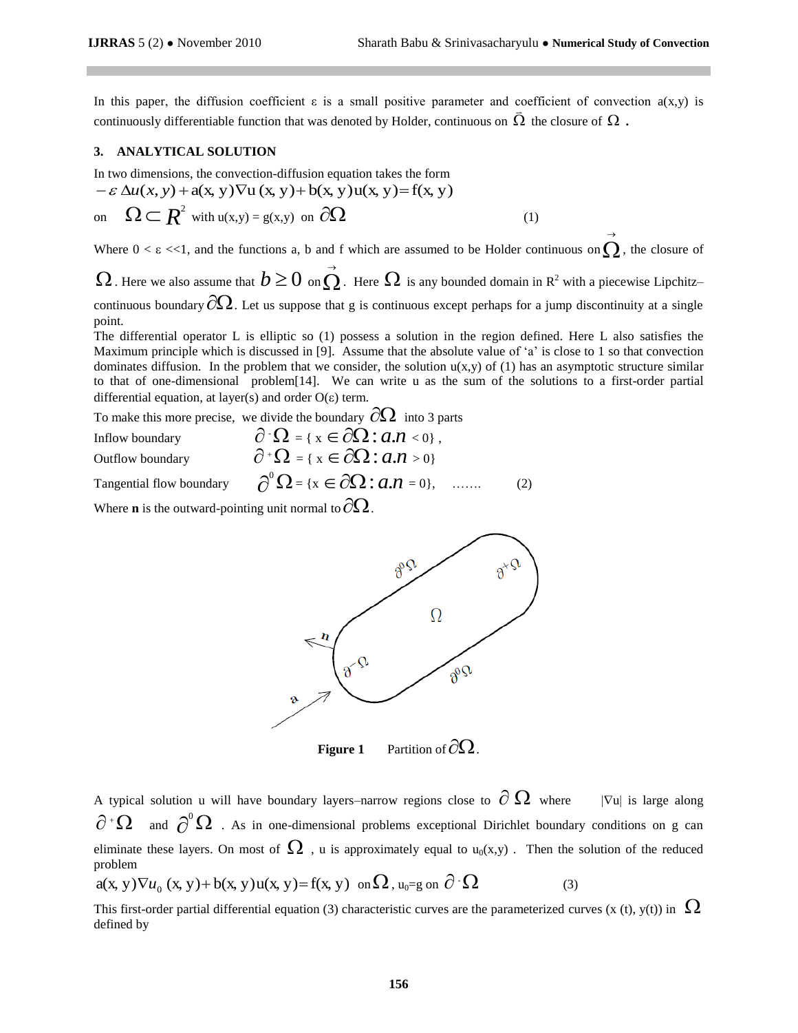In this paper, the diffusion coefficient ε is a small positive parameter and coefficient of convection a(x,y) is continuously differentiable function that was denoted by Holder, continuous on $\bar{\Omega}$ the closure of $\Omega$ .

### 3. ANALYTICAL SOLUTION

In two dimensions, the convection-diffusion equation takes the form

$$-\varepsilon\,\Delta u(x,y) + a(x,y)\nabla u\,(x,y) + b(x,y)u(x,y) = f(x,y)$$

on $\Omega \subset R^2$ with u(x,y) = g(x,y) on $\partial\Omega$ (1)

Where 0 < ε <<1, and the functions a, b and f which are assumed to be Holder continuous on $\vec{\Omega}$, the closure of $\Omega$. Here we also assume that $b \geq 0$ on $\vec{\Omega}$. Here $\Omega$ is any bounded domain in $R^2$ with a piecewise Lipchitz–continuous boundary $\partial\Omega$. Let us suppose that g is continuous except perhaps for a jump discontinuity at a single point.

The differential operator L is elliptic so (1) possess a solution in the region defined. Here L also satisfies the Maximum principle which is discussed in [9]. Assume that the absolute value of 'a' is close to 1 so that convection dominates diffusion. In the problem that we consider, the solution u(x,y) of (1) has an asymptotic structure similar to that of one-dimensional problem[14]. We can write u as the sum of the solutions to a first-order partial differential equation, at layer(s) and order O(ε) term.

To make this more precise, we divide the boundary $\partial\Omega$ into 3 parts

Inflow boundary $\partial^{-}\Omega$ = { $x \in \partial\Omega : a.n < 0$ } ,

Outflow boundary $\partial^{+}\Omega$ = { $x \in \partial\Omega : a.n > 0$ }

Tangential flow boundary $\partial^{0}\Omega$ = { $x \in \partial\Omega : a.n = 0$ }, ……. (2)

Where **n** is the outward-pointing unit normal to $\partial\Omega$.

**Figure 1** Partition of $\partial\Omega$.

A typical solution u will have boundary layers–narrow regions close to $\partial\,\Omega$ where |∇u| is large along $\partial^{+}\Omega$ and $\partial^{0}\Omega$ . As in one-dimensional problems exceptional Dirichlet boundary conditions on g can eliminate these layers. On most of $\Omega$ , u is approximately equal to $u_0(x,y)$ . Then the solution of the reduced problem

$a(x,y)\nabla u_0\,(x,y) + b(x,y)u(x,y) = f(x,y)$ on $\Omega$, $u_0$=g on $\partial^{-}\Omega$ (3)

This first-order partial differential equation (3) characteristic curves are the parameterized curves (x (t), y(t)) in $\Omega$ defined by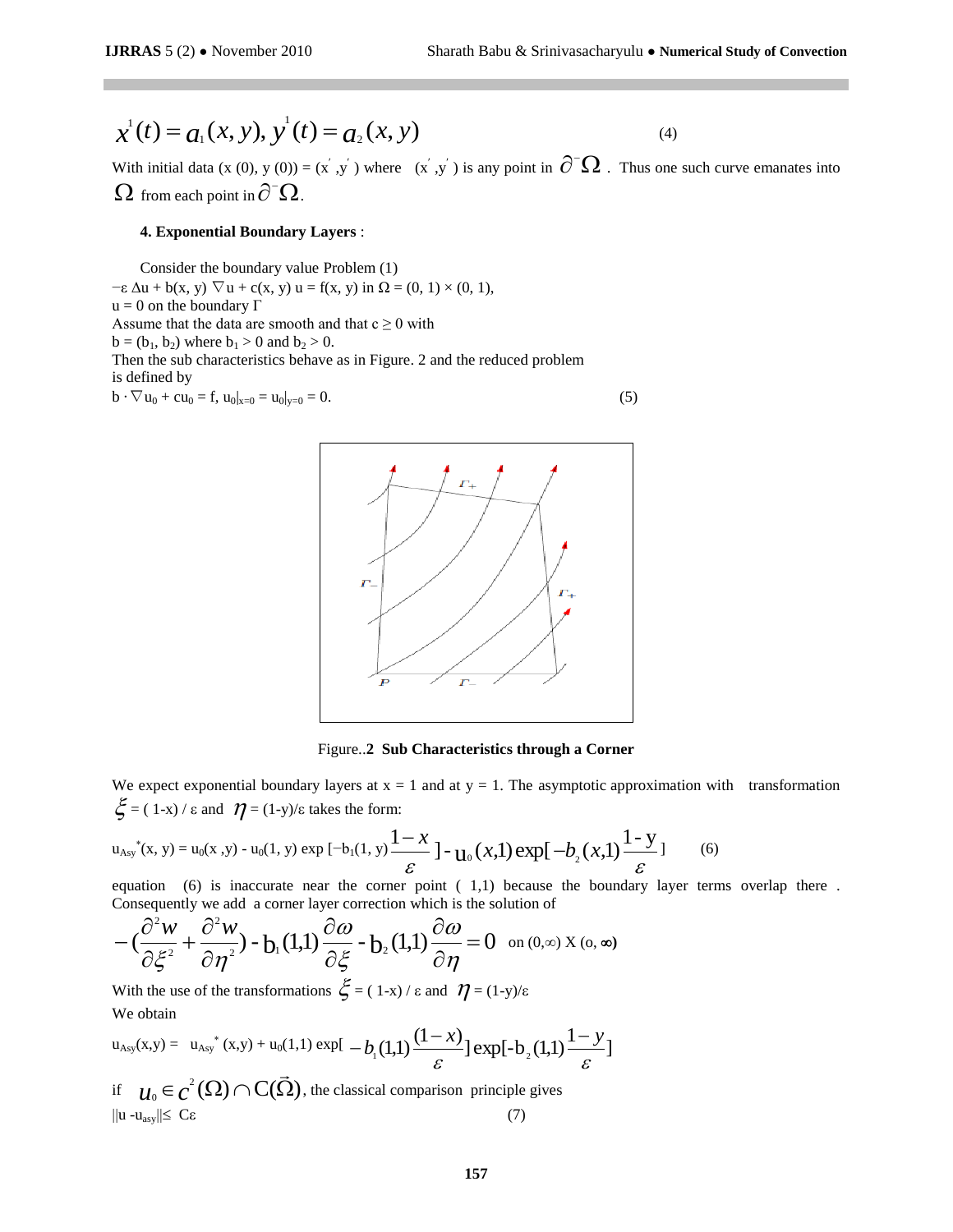$$x^1(t) = a_1(x, y), y^1(t) = a_2(x, y) \tag{4}$$

With initial data (x (0), y (0)) = $(x', y')$ where $(x', y')$ is any point in $\partial^- \Omega$. Thus one such curve emanates into $\Omega$ from each point in $\partial^- \Omega$.

### 4. Exponential Boundary Layers :

Consider the boundary value Problem (1)

$-\varepsilon \Delta u + b(x, y) \nabla u + c(x, y) u = f(x, y)$ in $\Omega = (0, 1) \times (0, 1)$,

$u = 0$ on the boundary $\Gamma$

Assume that the data are smooth and that $c \geq 0$ with

$b = (b_1, b_2)$ where $b_1 > 0$ and $b_2 > 0$.

Then the sub characteristics behave as in Figure. 2 and the reduced problem is defined by

$$b \cdot \nabla u_0 + cu_0 = f, \; u_0|_{x=0} = u_0|_{y=0} = 0. \tag{5}$$

Figure..2 **Sub Characteristics through a Corner**

We expect exponential boundary layers at x = 1 and at y = 1. The asymptotic approximation with transformation $\xi = (1-x)/\varepsilon$ and $\eta = (1-y)/\varepsilon$ takes the form:

$$u_{Asy}^*(x, y) = u_0(x, y) - u_0(1, y) \exp\left[-b_1(1, y)\frac{1-x}{\varepsilon}\right] - u_0(x,1)\exp\left[-b_2(x,1)\frac{1-y}{\varepsilon}\right] \tag{6}$$

equation (6) is inaccurate near the corner point ( 1,1) because the boundary layer terms overlap there . Consequently we add a corner layer correction which is the solution of

$$-\left(\frac{\partial^2 w}{\partial \xi^2} + \frac{\partial^2 w}{\partial \eta^2}\right) - b_1(1,1)\frac{\partial \omega}{\partial \xi} - b_2(1,1)\frac{\partial \omega}{\partial \eta} = 0 \quad \text{on } (0,\infty) \times (0, \infty)$$

With the use of the transformations $\xi = (1-x)/\varepsilon$ and $\eta = (1-y)/\varepsilon$

We obtain

$$u_{Asy}(x,y) = u_{Asy}^*(x,y) + u_0(1,1)\exp\left[-b_1(1,1)\frac{(1-x)}{\varepsilon}\right]\exp\left[-b_2(1,1)\frac{1-y}{\varepsilon}\right]$$

if $u_0 \in c^2(\Omega) \cap C(\vec{\Omega})$, the classical comparison principle gives

$$\|u - u_{asy}\| \leq C\varepsilon \tag{7}$$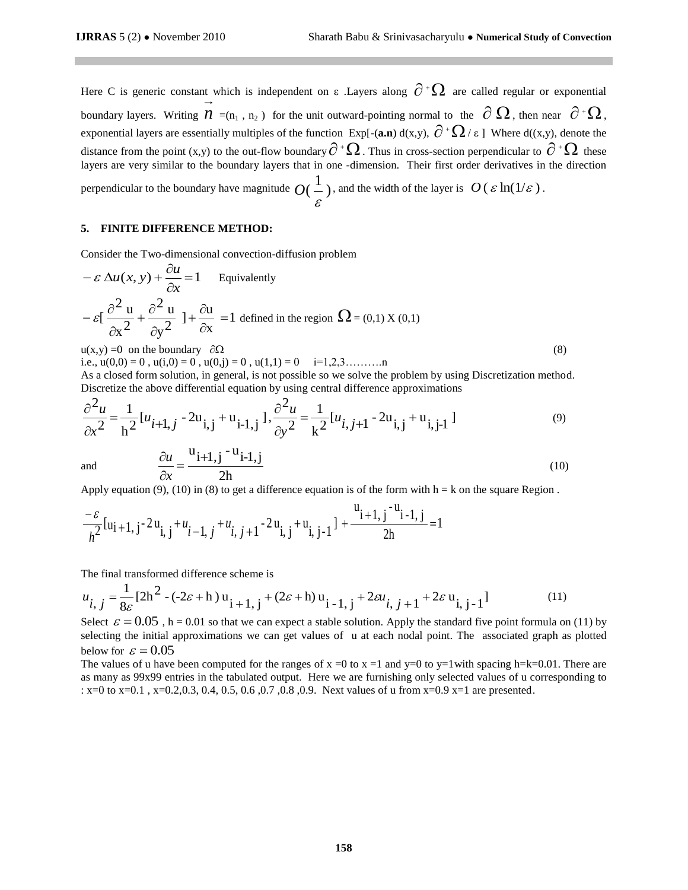Here C is generic constant which is independent on ε .Layers along $\partial^+\Omega$ are called regular or exponential boundary layers. Writing $\vec{n}$ =($n_1$ , $n_2$ ) for the unit outward-pointing normal to the $\partial\,\Omega$, then near $\partial^+\Omega$, exponential layers are essentially multiples of the function Exp[-(**a.n**) d(x,y), $\partial^+\Omega$ / ε ] Where d((x,y), denote the distance from the point (x,y) to the out-flow boundary $\partial^+\Omega$. Thus in cross-section perpendicular to $\partial^+\Omega$ these layers are very similar to the boundary layers that in one -dimension. Their first order derivatives in the direction perpendicular to the boundary have magnitude $O(\frac{1}{\varepsilon})$, and the width of the layer is $O(\varepsilon \ln(1/\varepsilon))$.

## 5. FINITE DIFFERENCE METHOD:

Consider the Two-dimensional convection-diffusion problem

$$-\varepsilon\,\Delta u(x,y) + \frac{\partial u}{\partial x} = 1 \quad \text{Equivalently}$$

$$-\varepsilon\left[\frac{\partial^2 u}{\partial x^2} + \frac{\partial^2 u}{\partial y^2}\right] + \frac{\partial u}{\partial x} = 1 \text{ defined in the region } \Omega = (0,1) \text{ X } (0,1)$$

u(x,y) =0 on the boundary $\partial\Omega$ (8)

i.e., u(0,0) = 0 , u(i,0) = 0 , u(0,j) = 0 , u(1,1) = 0 i=1,2,3……….n

As a closed form solution, in general, is not possible so we solve the problem by using Discretization method. Discretize the above differential equation by using central difference approximations

$$\frac{\partial^2 u}{\partial x^2} = \frac{1}{h^2}[u_{i+1,j} - 2u_{i,j} + u_{i-1,j}],\ \frac{\partial^2 u}{\partial y^2} = \frac{1}{k^2}[u_{i,j+1} - 2u_{i,j} + u_{i,j-1}] \tag{9}$$

and

$$\frac{\partial u}{\partial x} = \frac{u_{i+1,j} - u_{i-1,j}}{2h} \tag{10}$$

Apply equation (9), (10) in (8) to get a difference equation is of the form with h = k on the square Region .

$$\frac{-\varepsilon}{h^2}[u_{i+1,j} - 2u_{i,j} + u_{i-1,j} + u_{i,j+1} - 2u_{i,j} + u_{i,j-1}] + \frac{u_{i+1,j} - u_{i-1,j}}{2h} = 1$$

The final transformed difference scheme is

$$u_{i,j} = \frac{1}{8\varepsilon}[2h^2 - (-2\varepsilon + h)\,u_{i+1,j} + (2\varepsilon + h)\,u_{i-1,j} + 2\varepsilon u_{i,j+1} + 2\varepsilon\, u_{i,j-1}] \tag{11}$$

Select $\varepsilon = 0.05$ , h = 0.01 so that we can expect a stable solution. Apply the standard five point formula on (11) by selecting the initial approximations we can get values of u at each nodal point. The associated graph as plotted below for $\varepsilon = 0.05$

The values of u have been computed for the ranges of x =0 to x =1 and y=0 to y=1with spacing h=k=0.01. There are as many as 99x99 entries in the tabulated output. Here we are furnishing only selected values of u corresponding to : x=0 to x=0.1 , x=0.2,0.3, 0.4, 0.5, 0.6 ,0.7 ,0.8 ,0.9. Next values of u from x=0.9 x=1 are presented.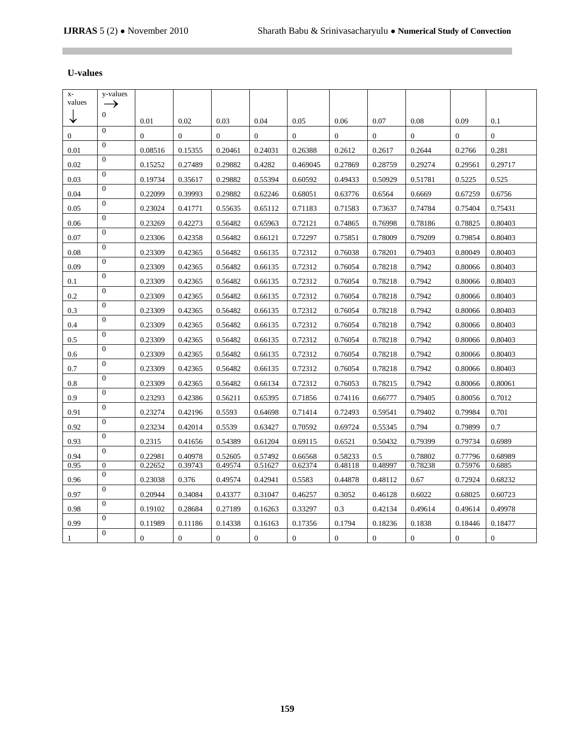**U-values**

| x-values ↓ | y-values → 0 | 0.01 | 0.02 | 0.03 | 0.04 | 0.05 | 0.06 | 0.07 | 0.08 | 0.09 | 0.1 |
|---|---|---|---|---|---|---|---|---|---|---|---|
| 0 | 0 | 0 | 0 | 0 | 0 | 0 | 0 | 0 | 0 | 0 | 0 |
| 0.01 | 0 | 0.08516 | 0.15355 | 0.20461 | 0.24031 | 0.26388 | 0.2612 | 0.2617 | 0.2644 | 0.2766 | 0.281 |
| 0.02 | 0 | 0.15252 | 0.27489 | 0.29882 | 0.4282 | 0.469045 | 0.27869 | 0.28759 | 0.29274 | 0.29561 | 0.29717 |
| 0.03 | 0 | 0.19734 | 0.35617 | 0.29882 | 0.55394 | 0.60592 | 0.49433 | 0.50929 | 0.51781 | 0.5225 | 0.525 |
| 0.04 | 0 | 0.22099 | 0.39993 | 0.29882 | 0.62246 | 0.68051 | 0.63776 | 0.6564 | 0.6669 | 0.67259 | 0.6756 |
| 0.05 | 0 | 0.23024 | 0.41771 | 0.55635 | 0.65112 | 0.71183 | 0.71583 | 0.73637 | 0.74784 | 0.75404 | 0.75431 |
| 0.06 | 0 | 0.23269 | 0.42273 | 0.56482 | 0.65963 | 0.72121 | 0.74865 | 0.76998 | 0.78186 | 0.78825 | 0.80403 |
| 0.07 | 0 | 0.23306 | 0.42358 | 0.56482 | 0.66121 | 0.72297 | 0.75851 | 0.78009 | 0.79209 | 0.79854 | 0.80403 |
| 0.08 | 0 | 0.23309 | 0.42365 | 0.56482 | 0.66135 | 0.72312 | 0.76038 | 0.78201 | 0.79403 | 0.80049 | 0.80403 |
| 0.09 | 0 | 0.23309 | 0.42365 | 0.56482 | 0.66135 | 0.72312 | 0.76054 | 0.78218 | 0.7942 | 0.80066 | 0.80403 |
| 0.1 | 0 | 0.23309 | 0.42365 | 0.56482 | 0.66135 | 0.72312 | 0.76054 | 0.78218 | 0.7942 | 0.80066 | 0.80403 |
| 0.2 | 0 | 0.23309 | 0.42365 | 0.56482 | 0.66135 | 0.72312 | 0.76054 | 0.78218 | 0.7942 | 0.80066 | 0.80403 |
| 0.3 | 0 | 0.23309 | 0.42365 | 0.56482 | 0.66135 | 0.72312 | 0.76054 | 0.78218 | 0.7942 | 0.80066 | 0.80403 |
| 0.4 | 0 | 0.23309 | 0.42365 | 0.56482 | 0.66135 | 0.72312 | 0.76054 | 0.78218 | 0.7942 | 0.80066 | 0.80403 |
| 0.5 | 0 | 0.23309 | 0.42365 | 0.56482 | 0.66135 | 0.72312 | 0.76054 | 0.78218 | 0.7942 | 0.80066 | 0.80403 |
| 0.6 | 0 | 0.23309 | 0.42365 | 0.56482 | 0.66135 | 0.72312 | 0.76054 | 0.78218 | 0.7942 | 0.80066 | 0.80403 |
| 0.7 | 0 | 0.23309 | 0.42365 | 0.56482 | 0.66135 | 0.72312 | 0.76054 | 0.78218 | 0.7942 | 0.80066 | 0.80403 |
| 0.8 | 0 | 0.23309 | 0.42365 | 0.56482 | 0.66134 | 0.72312 | 0.76053 | 0.78215 | 0.7942 | 0.80066 | 0.80061 |
| 0.9 | 0 | 0.23293 | 0.42386 | 0.56211 | 0.65395 | 0.71856 | 0.74116 | 0.66777 | 0.79405 | 0.80056 | 0.7012 |
| 0.91 | 0 | 0.23274 | 0.42196 | 0.5593 | 0.64698 | 0.71414 | 0.72493 | 0.59541 | 0.79402 | 0.79984 | 0.701 |
| 0.92 | 0 | 0.23234 | 0.42014 | 0.5539 | 0.63427 | 0.70592 | 0.69724 | 0.55345 | 0.794 | 0.79899 | 0.7 |
| 0.93 | 0 | 0.2315 | 0.41656 | 0.54389 | 0.61204 | 0.69115 | 0.6521 | 0.50432 | 0.79399 | 0.79734 | 0.6989 |
| 0.94 | 0 | 0.22981 | 0.40978 | 0.52605 | 0.57492 | 0.66568 | 0.58233 | 0.5 | 0.78802 | 0.77796 | 0.68989 |
| 0.95 | 0 | 0.22652 | 0.39743 | 0.49574 | 0.51627 | 0.62374 | 0.48118 | 0.48997 | 0.78238 | 0.75976 | 0.6885 |
| 0.96 | 0 | 0.23038 | 0.376 | 0.49574 | 0.42941 | 0.5583 | 0.44878 | 0.48112 | 0.67 | 0.72924 | 0.68232 |
| 0.97 | 0 | 0.20944 | 0.34084 | 0.43377 | 0.31047 | 0.46257 | 0.3052 | 0.46128 | 0.6022 | 0.68025 | 0.60723 |
| 0.98 | 0 | 0.19102 | 0.28684 | 0.27189 | 0.16263 | 0.33297 | 0.3 | 0.42134 | 0.49614 | 0.49614 | 0.49978 |
| 0.99 | 0 | 0.11989 | 0.11186 | 0.14338 | 0.16163 | 0.17356 | 0.1794 | 0.18236 | 0.1838 | 0.18446 | 0.18477 |
| 1 | 0 | 0 | 0 | 0 | 0 | 0 | 0 | 0 | 0 | 0 | 0 |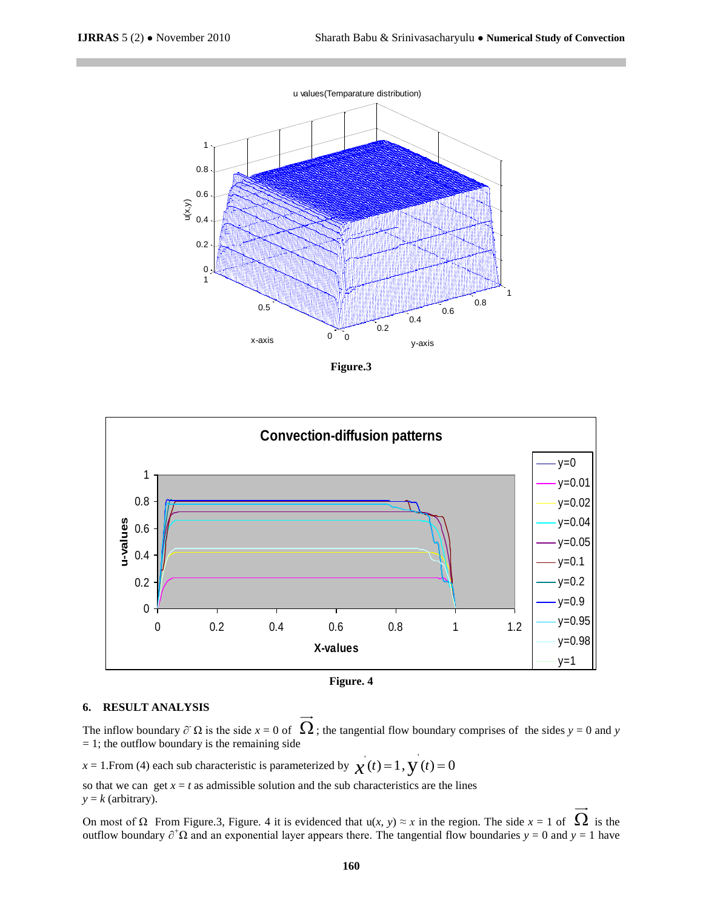Figure.3

Figure. 4

## 6. RESULT ANALYSIS

The inflow boundary $\partial^- \Omega$ is the side $x = 0$ of $\overrightarrow{\Omega}$; the tangential flow boundary comprises of the sides $y = 0$ and $y = 1$; the outflow boundary is the remaining side

$x = 1$.From (4) each sub characteristic is parameterized by $x'(t) = 1, y'(t) = 0$

so that we can get $x = t$ as admissible solution and the sub characteristics are the lines $y = k$ (arbitrary).

On most of $\Omega$ From Figure.3, Figure. 4 it is evidenced that $u(x, y) \approx x$ in the region. The side $x = 1$ of $\overrightarrow{\Omega}$ is the outflow boundary $\partial^+ \Omega$ and an exponential layer appears there. The tangential flow boundaries $y = 0$ and $y = 1$ have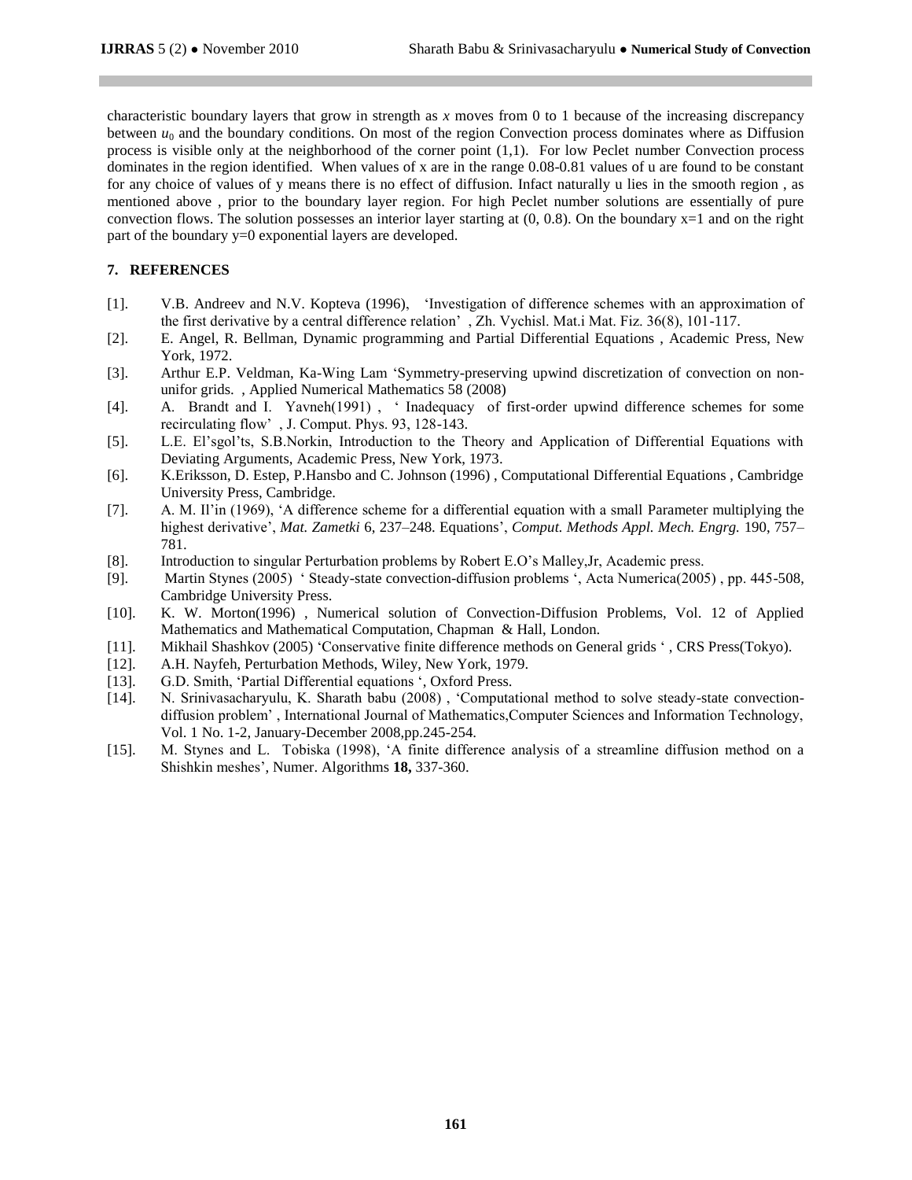characteristic boundary layers that grow in strength as $x$ moves from 0 to 1 because of the increasing discrepancy between $u_0$ and the boundary conditions. On most of the region Convection process dominates where as Diffusion process is visible only at the neighborhood of the corner point (1,1). For low Peclet number Convection process dominates in the region identified. When values of x are in the range 0.08-0.81 values of u are found to be constant for any choice of values of y means there is no effect of diffusion. Infact naturally u lies in the smooth region , as mentioned above , prior to the boundary layer region. For high Peclet number solutions are essentially of pure convection flows. The solution possesses an interior layer starting at (0, 0.8). On the boundary x=1 and on the right part of the boundary y=0 exponential layers are developed.

## 7. REFERENCES

[1]. V.B. Andreev and N.V. Kopteva (1996), 'Investigation of difference schemes with an approximation of the first derivative by a central difference relation' , Zh. Vychisl. Mat.i Mat. Fiz. 36(8), 101-117.

[2]. E. Angel, R. Bellman, Dynamic programming and Partial Differential Equations , Academic Press, New York, 1972.

[3]. Arthur E.P. Veldman, Ka-Wing Lam 'Symmetry-preserving upwind discretization of convection on non-unifor grids. , Applied Numerical Mathematics 58 (2008)

[4]. A. Brandt and I. Yavneh(1991) , ' Inadequacy of first-order upwind difference schemes for some recirculating flow' , J. Comput. Phys. 93, 128-143.

[5]. L.E. El'sgol'ts, S.B.Norkin, Introduction to the Theory and Application of Differential Equations with Deviating Arguments, Academic Press, New York, 1973.

[6]. K.Eriksson, D. Estep, P.Hansbo and C. Johnson (1996) , Computational Differential Equations , Cambridge University Press, Cambridge.

[7]. A. M. Il'in (1969), 'A difference scheme for a differential equation with a small Parameter multiplying the highest derivative', *Mat. Zametki* 6, 237–248. Equations', *Comput. Methods Appl. Mech. Engrg.* 190, 757–781.

[8]. Introduction to singular Perturbation problems by Robert E.O's Malley,Jr, Academic press.

[9]. Martin Stynes (2005) ' Steady-state convection-diffusion problems ', Acta Numerica(2005) , pp. 445-508, Cambridge University Press.

[10]. K. W. Morton(1996) , Numerical solution of Convection-Diffusion Problems, Vol. 12 of Applied Mathematics and Mathematical Computation, Chapman & Hall, London.

[11]. Mikhail Shashkov (2005) 'Conservative finite difference methods on General grids ' , CRS Press(Tokyo).

[12]. A.H. Nayfeh, Perturbation Methods, Wiley, New York, 1979.

[13]. G.D. Smith, 'Partial Differential equations ', Oxford Press.

[14]. N. Srinivasacharyulu, K. Sharath babu (2008) , 'Computational method to solve steady-state convection-diffusion problem' , International Journal of Mathematics,Computer Sciences and Information Technology, Vol. 1 No. 1-2, January-December 2008,pp.245-254.

[15]. M. Stynes and L. Tobiska (1998), 'A finite difference analysis of a streamline diffusion method on a Shishkin meshes', Numer. Algorithms **18,** 337-360.